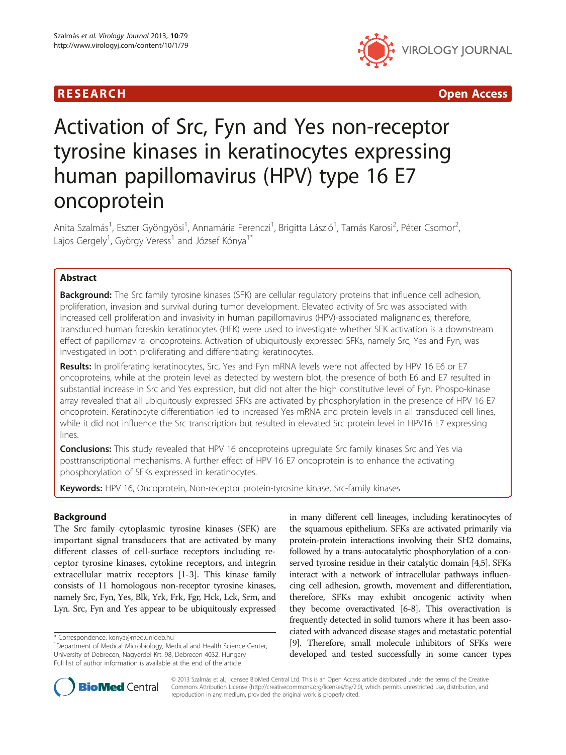RESEARCH **Open Access**

# Activation of Src, Fyn and Yes non-receptor tyrosine kinases in keratinocytes expressing human papillomavirus (HPV) type 16 E7 oncoprotein

Anita Szalmás[1], Eszter Gyöngyösi[1], Annamária Ferenczi[1], Brigitta László[1], Tamás Karosi[2], Péter Csomor[2], Lajos Gergely[1], György Veress[1] and József Kónya[1*]

## Abstract

**Background:** The Src family tyrosine kinases (SFK) are cellular regulatory proteins that influence cell adhesion, proliferation, invasion and survival during tumor development. Elevated activity of Src was associated with increased cell proliferation and invasivity in human papillomavirus (HPV)-associated malignancies; therefore, transduced human foreskin keratinocytes (HFK) were used to investigate whether SFK activation is a downstream effect of papillomaviral oncoproteins. Activation of ubiquitously expressed SFKs, namely Src, Yes and Fyn, was investigated in both proliferating and differentiating keratinocytes.

**Results:** In proliferating keratinocytes, Src, Yes and Fyn mRNA levels were not affected by HPV 16 E6 or E7 oncoproteins, while at the protein level as detected by western blot, the presence of both E6 and E7 resulted in substantial increase in Src and Yes expression, but did not alter the high constitutive level of Fyn. Phospo-kinase array revealed that all ubiquitously expressed SFKs are activated by phosphorylation in the presence of HPV 16 E7 oncoprotein. Keratinocyte differentiation led to increased Yes mRNA and protein levels in all transduced cell lines, while it did not influence the Src transcription but resulted in elevated Src protein level in HPV16 E7 expressing lines.

**Conclusions:** This study revealed that HPV 16 oncoproteins upregulate Src family kinases Src and Yes via posttranscriptional mechanisms. A further effect of HPV 16 E7 oncoprotein is to enhance the activating phosphorylation of SFKs expressed in keratinocytes.

**Keywords:** HPV 16, Oncoprotein, Non-receptor protein-tyrosine kinase, Src-family kinases

## Background

The Src family cytoplasmic tyrosine kinases (SFK) are important signal transducers that are activated by many different classes of cell-surface receptors including receptor tyrosine kinases, cytokine receptors, and integrin extracellular matrix receptors [1-3]. This kinase family consists of 11 homologous non-receptor tyrosine kinases, namely Src, Fyn, Yes, Blk, Yrk, Frk, Fgr, Hck, Lck, Srm, and Lyn. Src, Fyn and Yes appear to be ubiquitously expressed in many different cell lineages, including keratinocytes of the squamous epithelium. SFKs are activated primarily via protein-protein interactions involving their SH2 domains, followed by a trans-autocatalytic phosphorylation of a conserved tyrosine residue in their catalytic domain [4,5]. SFKs interact with a network of intracellular pathways influencing cell adhesion, growth, movement and differentiation, therefore, SFKs may exhibit oncogenic activity when they become overactivated [6-8]. This overactivation is frequently detected in solid tumors where it has been associated with advanced disease stages and metastatic potential [9]. Therefore, small molecule inhibitors of SFKs were developed and tested successfully in some cancer types

* Correspondence: konya@med.unideb.hu
[1]Department of Medical Microbiology, Medical and Health Science Center, University of Debrecen, Nagyerdei Krt. 98, Debrecen 4032, Hungary
Full list of author information is available at the end of the article

© 2013 Szalmás et al.; licensee BioMed Central Ltd. This is an Open Access article distributed under the terms of the Creative Commons Attribution License (http://creativecommons.org/licenses/by/2.0), which permits unrestricted use, distribution, and reproduction in any medium, provided the original work is properly cited.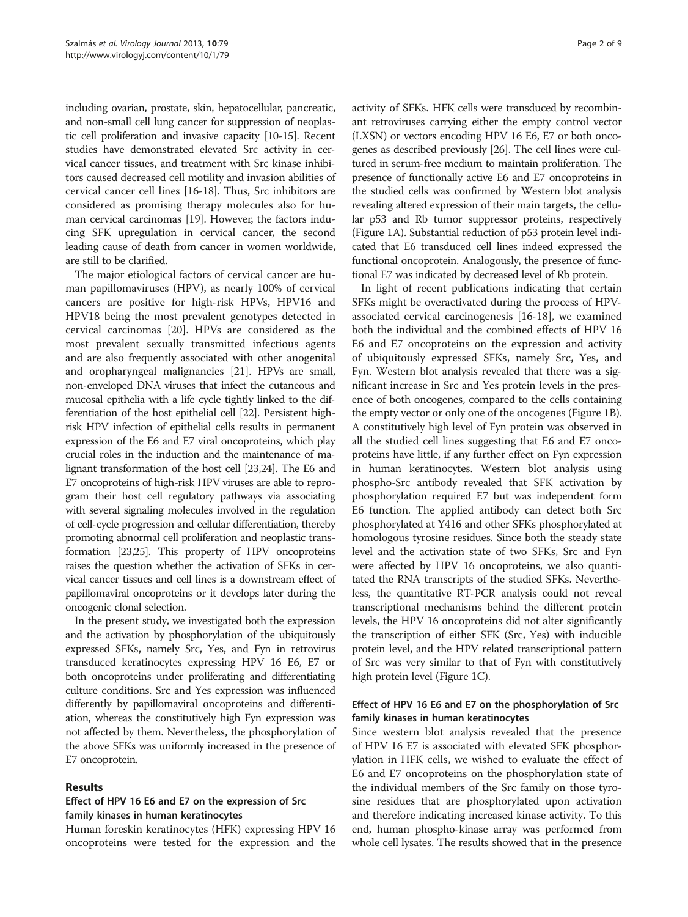including ovarian, prostate, skin, hepatocellular, pancreatic, and non-small cell lung cancer for suppression of neoplastic cell proliferation and invasive capacity [10-15]. Recent studies have demonstrated elevated Src activity in cervical cancer tissues, and treatment with Src kinase inhibitors caused decreased cell motility and invasion abilities of cervical cancer cell lines [16-18]. Thus, Src inhibitors are considered as promising therapy molecules also for human cervical carcinomas [19]. However, the factors inducing SFK upregulation in cervical cancer, the second leading cause of death from cancer in women worldwide, are still to be clarified.

The major etiological factors of cervical cancer are human papillomaviruses (HPV), as nearly 100% of cervical cancers are positive for high-risk HPVs, HPV16 and HPV18 being the most prevalent genotypes detected in cervical carcinomas [20]. HPVs are considered as the most prevalent sexually transmitted infectious agents and are also frequently associated with other anogenital and oropharyngeal malignancies [21]. HPVs are small, non-enveloped DNA viruses that infect the cutaneous and mucosal epithelia with a life cycle tightly linked to the differentiation of the host epithelial cell [22]. Persistent high-risk HPV infection of epithelial cells results in permanent expression of the E6 and E7 viral oncoproteins, which play crucial roles in the induction and the maintenance of malignant transformation of the host cell [23,24]. The E6 and E7 oncoproteins of high-risk HPV viruses are able to reprogram their host cell regulatory pathways via associating with several signaling molecules involved in the regulation of cell-cycle progression and cellular differentiation, thereby promoting abnormal cell proliferation and neoplastic transformation [23,25]. This property of HPV oncoproteins raises the question whether the activation of SFKs in cervical cancer tissues and cell lines is a downstream effect of papillomaviral oncoproteins or it develops later during the oncogenic clonal selection.

In the present study, we investigated both the expression and the activation by phosphorylation of the ubiquitously expressed SFKs, namely Src, Yes, and Fyn in retrovirus transduced keratinocytes expressing HPV 16 E6, E7 or both oncoproteins under proliferating and differentiating culture conditions. Src and Yes expression was influenced differently by papillomaviral oncoproteins and differentiation, whereas the constitutively high Fyn expression was not affected by them. Nevertheless, the phosphorylation of the above SFKs was uniformly increased in the presence of E7 oncoprotein.

## Results

### Effect of HPV 16 E6 and E7 on the expression of Src family kinases in human keratinocytes

Human foreskin keratinocytes (HFK) expressing HPV 16 oncoproteins were tested for the expression and the activity of SFKs. HFK cells were transduced by recombinant retroviruses carrying either the empty control vector (LXSN) or vectors encoding HPV 16 E6, E7 or both oncogenes as described previously [26]. The cell lines were cultured in serum-free medium to maintain proliferation. The presence of functionally active E6 and E7 oncoproteins in the studied cells was confirmed by Western blot analysis revealing altered expression of their main targets, the cellular p53 and Rb tumor suppressor proteins, respectively (Figure 1A). Substantial reduction of p53 protein level indicated that E6 transduced cell lines indeed expressed the functional oncoprotein. Analogously, the presence of functional E7 was indicated by decreased level of Rb protein.

In light of recent publications indicating that certain SFKs might be overactivated during the process of HPV-associated cervical carcinogenesis [16-18], we examined both the individual and the combined effects of HPV 16 E6 and E7 oncoproteins on the expression and activity of ubiquitously expressed SFKs, namely Src, Yes, and Fyn. Western blot analysis revealed that there was a significant increase in Src and Yes protein levels in the presence of both oncogenes, compared to the cells containing the empty vector or only one of the oncogenes (Figure 1B). A constitutively high level of Fyn protein was observed in all the studied cell lines suggesting that E6 and E7 oncoproteins have little, if any further effect on Fyn expression in human keratinocytes. Western blot analysis using phospho-Src antibody revealed that SFK activation by phosphorylation required E7 but was independent form E6 function. The applied antibody can detect both Src phosphorylated at Y416 and other SFKs phosphorylated at homologous tyrosine residues. Since both the steady state level and the activation state of two SFKs, Src and Fyn were affected by HPV 16 oncoproteins, we also quantitated the RNA transcripts of the studied SFKs. Nevertheless, the quantitative RT-PCR analysis could not reveal transcriptional mechanisms behind the different protein levels, the HPV 16 oncoproteins did not alter significantly the transcription of either SFK (Src, Yes) with inducible protein level, and the HPV related transcriptional pattern of Src was very similar to that of Fyn with constitutively high protein level (Figure 1C).

### Effect of HPV 16 E6 and E7 on the phosphorylation of Src family kinases in human keratinocytes

Since western blot analysis revealed that the presence of HPV 16 E7 is associated with elevated SFK phosphorylation in HFK cells, we wished to evaluate the effect of E6 and E7 oncoproteins on the phosphorylation state of the individual members of the Src family on those tyrosine residues that are phosphorylated upon activation and therefore indicating increased kinase activity. To this end, human phospho-kinase array was performed from whole cell lysates. The results showed that in the presence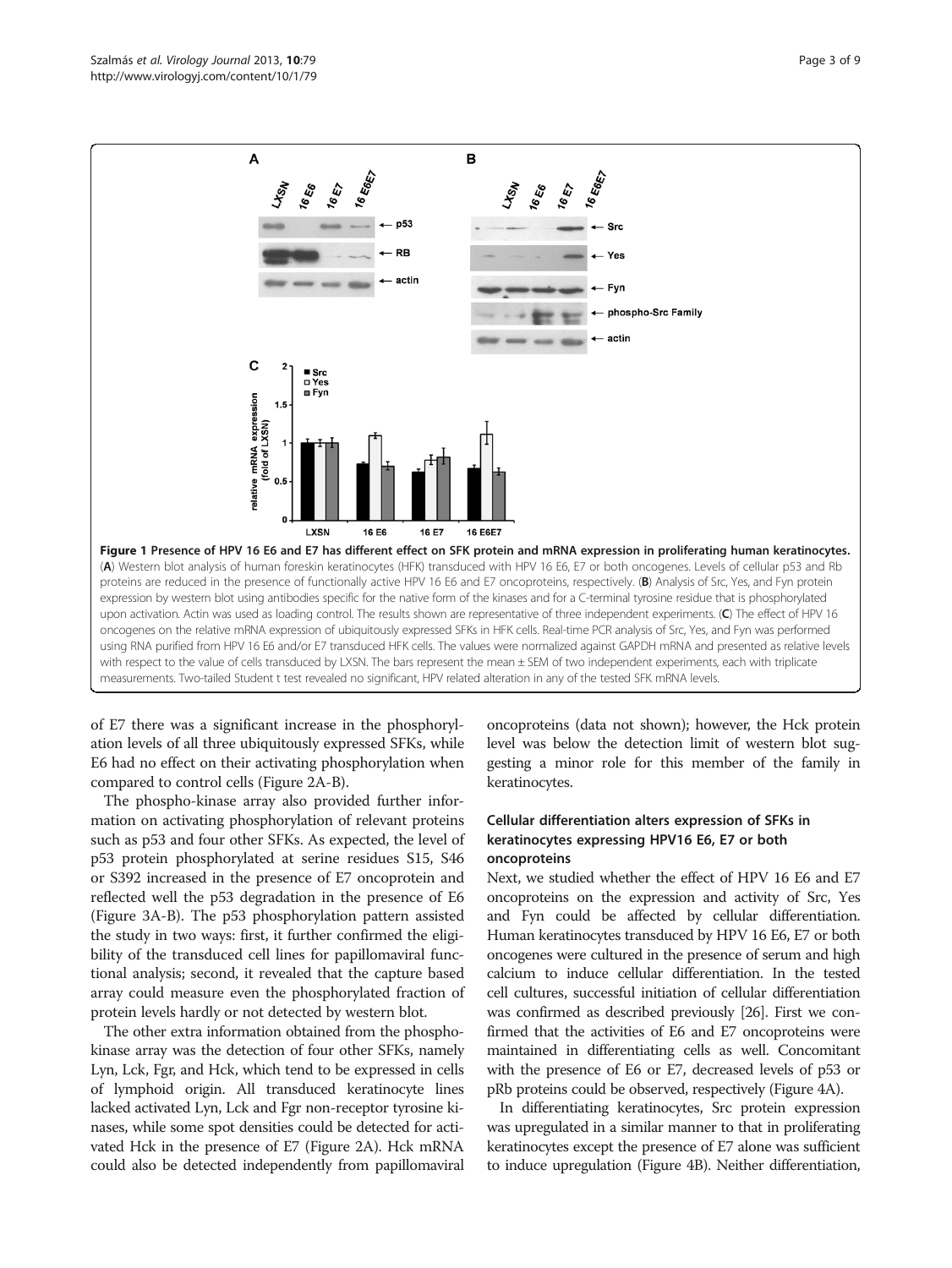**Figure 1 Presence of HPV 16 E6 and E7 has different effect on SFK protein and mRNA expression in proliferating human keratinocytes.** (**A**) Western blot analysis of human foreskin keratinocytes (HFK) transduced with HPV 16 E6, E7 or both oncogenes. Levels of cellular p53 and Rb proteins are reduced in the presence of functionally active HPV 16 E6 and E7 oncoproteins, respectively. (**B**) Analysis of Src, Yes, and Fyn protein expression by western blot using antibodies specific for the native form of the kinases and for a C-terminal tyrosine residue that is phosphorylated upon activation. Actin was used as loading control. The results shown are representative of three independent experiments. (**C**) The effect of HPV 16 oncogenes on the relative mRNA expression of ubiquitously expressed SFKs in HFK cells. Real-time PCR analysis of Src, Yes, and Fyn was performed using RNA purified from HPV 16 E6 and/or E7 transduced HFK cells. The values were normalized against GAPDH mRNA and presented as relative levels with respect to the value of cells transduced by LXSN. The bars represent the mean ± SEM of two independent experiments, each with triplicate measurements. Two-tailed Student t test revealed no significant, HPV related alteration in any of the tested SFK mRNA levels.

of E7 there was a significant increase in the phosphorylation levels of all three ubiquitously expressed SFKs, while E6 had no effect on their activating phosphorylation when compared to control cells (Figure 2A-B).

The phospho-kinase array also provided further information on activating phosphorylation of relevant proteins such as p53 and four other SFKs. As expected, the level of p53 protein phosphorylated at serine residues S15, S46 or S392 increased in the presence of E7 oncoprotein and reflected well the p53 degradation in the presence of E6 (Figure 3A-B). The p53 phosphorylation pattern assisted the study in two ways: first, it further confirmed the eligibility of the transduced cell lines for papillomaviral functional analysis; second, it revealed that the capture based array could measure even the phosphorylated fraction of protein levels hardly or not detected by western blot.

The other extra information obtained from the phospho-kinase array was the detection of four other SFKs, namely Lyn, Lck, Fgr, and Hck, which tend to be expressed in cells of lymphoid origin. All transduced keratinocyte lines lacked activated Lyn, Lck and Fgr non-receptor tyrosine kinases, while some spot densities could be detected for activated Hck in the presence of E7 (Figure 2A). Hck mRNA could also be detected independently from papillomaviral oncoproteins (data not shown); however, the Hck protein level was below the detection limit of western blot suggesting a minor role for this member of the family in keratinocytes.

### Cellular differentiation alters expression of SFKs in keratinocytes expressing HPV16 E6, E7 or both oncoproteins

Next, we studied whether the effect of HPV 16 E6 and E7 oncoproteins on the expression and activity of Src, Yes and Fyn could be affected by cellular differentiation. Human keratinocytes transduced by HPV 16 E6, E7 or both oncogenes were cultured in the presence of serum and high calcium to induce cellular differentiation. In the tested cell cultures, successful initiation of cellular differentiation was confirmed as described previously [26]. First we confirmed that the activities of E6 and E7 oncoproteins were maintained in differentiating cells as well. Concomitant with the presence of E6 or E7, decreased levels of p53 or pRb proteins could be observed, respectively (Figure 4A).

In differentiating keratinocytes, Src protein expression was upregulated in a similar manner to that in proliferating keratinocytes except the presence of E7 alone was sufficient to induce upregulation (Figure 4B). Neither differentiation,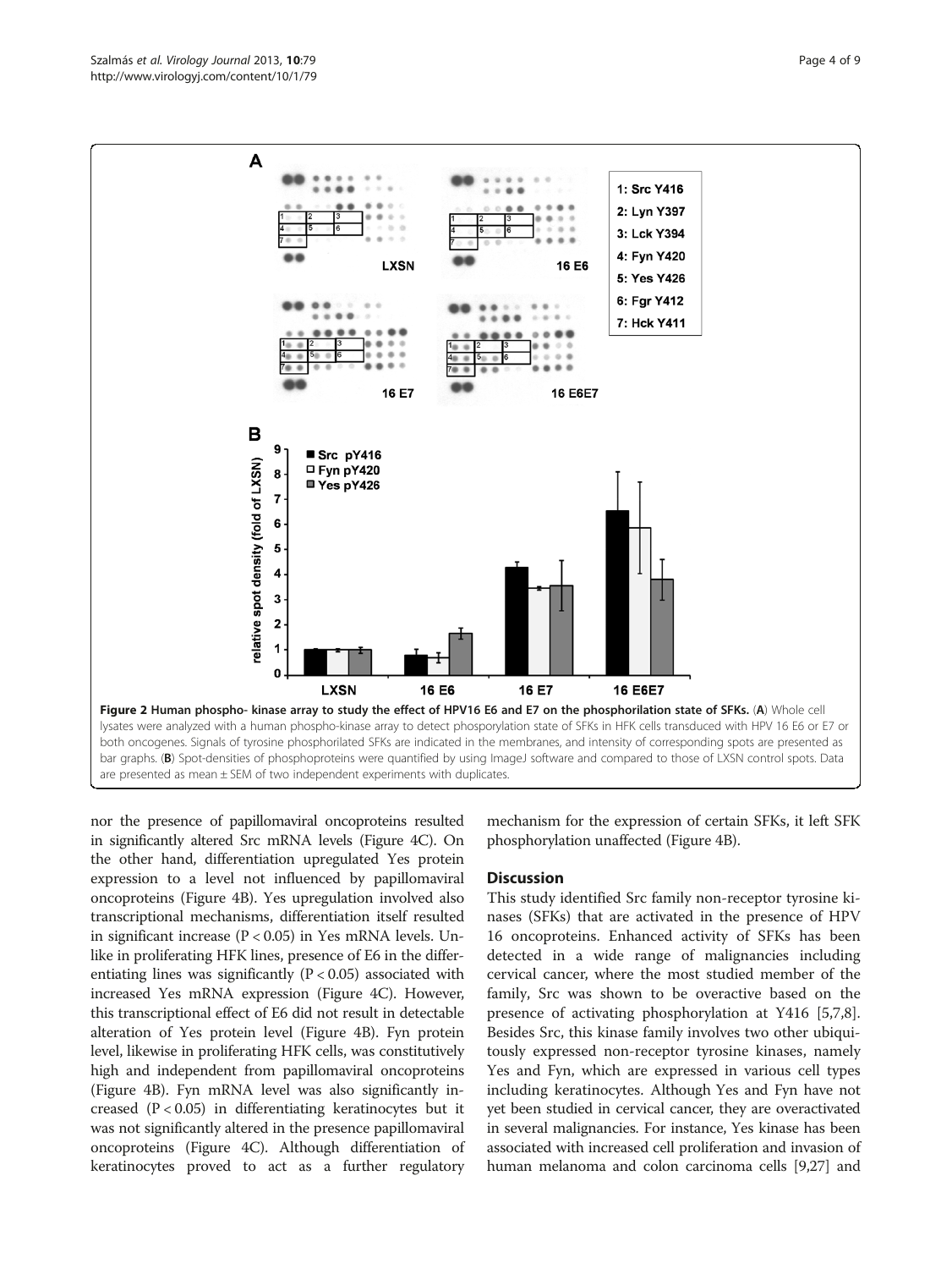**Figure 2 Human phospho- kinase array to study the effect of HPV16 E6 and E7 on the phosphorilation state of SFKs.** (**A**) Whole cell lysates were analyzed with a human phospho-kinase array to detect phosporylation state of SFKs in HFK cells transduced with HPV 16 E6 or E7 or both oncogenes. Signals of tyrosine phosphorilated SFKs are indicated in the membranes, and intensity of corresponding spots are presented as bar graphs. (**B**) Spot-densities of phosphoproteins were quantified by using ImageJ software and compared to those of LXSN control spots. Data are presented as mean ± SEM of two independent experiments with duplicates.

nor the presence of papillomaviral oncoproteins resulted in significantly altered Src mRNA levels (Figure 4C). On the other hand, differentiation upregulated Yes protein expression to a level not influenced by papillomaviral oncoproteins (Figure 4B). Yes upregulation involved also transcriptional mechanisms, differentiation itself resulted in significant increase ($P < 0.05$) in Yes mRNA levels. Unlike in proliferating HFK lines, presence of E6 in the differentiating lines was significantly ($P < 0.05$) associated with increased Yes mRNA expression (Figure 4C). However, this transcriptional effect of E6 did not result in detectable alteration of Yes protein level (Figure 4B). Fyn protein level, likewise in proliferating HFK cells, was constitutively high and independent from papillomaviral oncoproteins (Figure 4B). Fyn mRNA level was also significantly increased ($P < 0.05$) in differentiating keratinocytes but it was not significantly altered in the presence papillomaviral oncoproteins (Figure 4C). Although differentiation of keratinocytes proved to act as a further regulatory mechanism for the expression of certain SFKs, it left SFK phosphorylation unaffected (Figure 4B).

## Discussion

This study identified Src family non-receptor tyrosine kinases (SFKs) that are activated in the presence of HPV 16 oncoproteins. Enhanced activity of SFKs has been detected in a wide range of malignancies including cervical cancer, where the most studied member of the family, Src was shown to be overactive based on the presence of activating phosphorylation at Y416 [5,7,8]. Besides Src, this kinase family involves two other ubiquitously expressed non-receptor tyrosine kinases, namely Yes and Fyn, which are expressed in various cell types including keratinocytes. Although Yes and Fyn have not yet been studied in cervical cancer, they are overactivated in several malignancies. For instance, Yes kinase has been associated with increased cell proliferation and invasion of human melanoma and colon carcinoma cells [9,27] and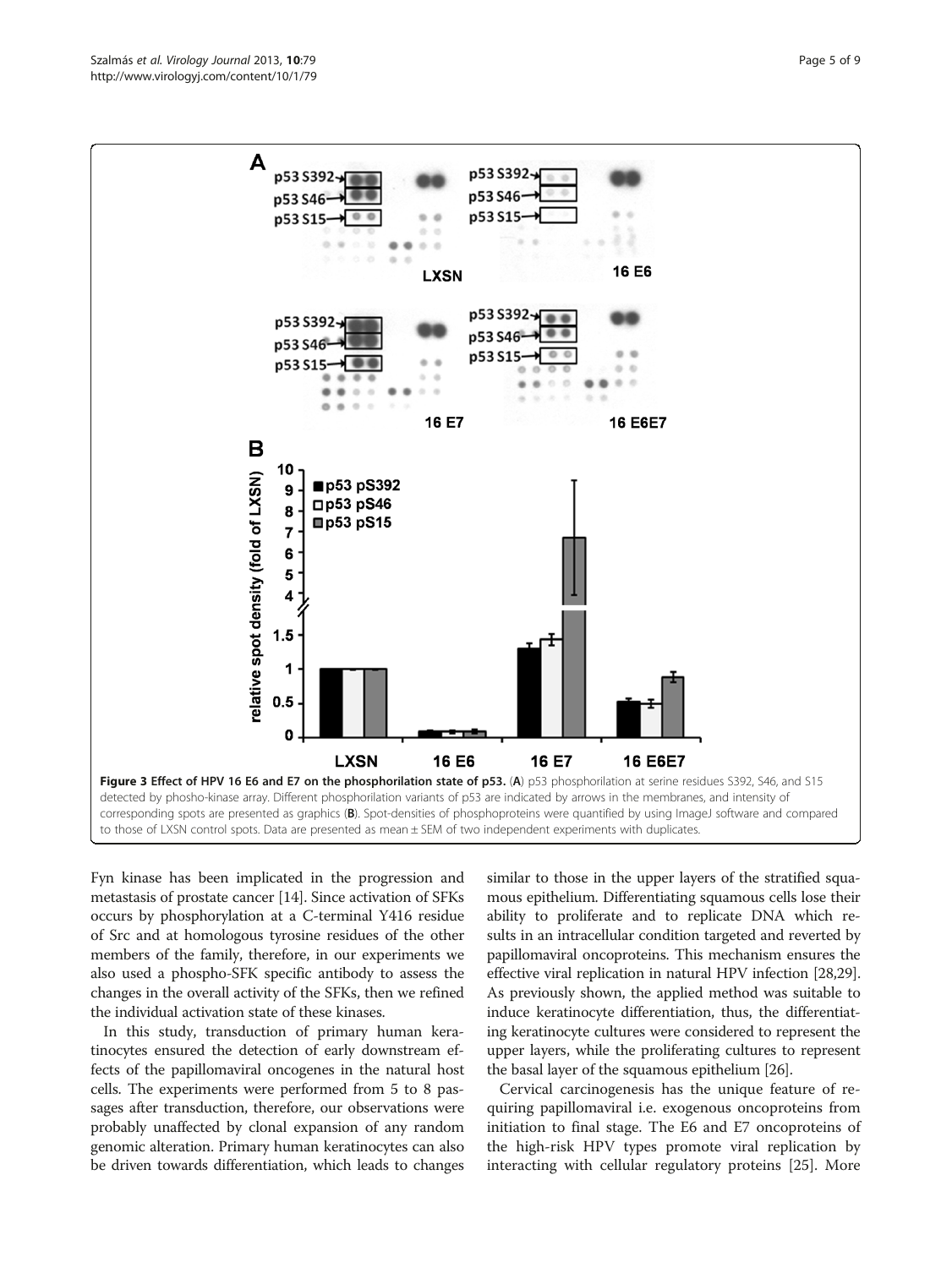**Figure 3 Effect of HPV 16 E6 and E7 on the phosphorilation state of p53.** (**A**) p53 phosphorilation at serine residues S392, S46, and S15 detected by phosho-kinase array. Different phosphorilation variants of p53 are indicated by arrows in the membranes, and intensity of corresponding spots are presented as graphics (**B**). Spot-densities of phosphoproteins were quantified by using ImageJ software and compared to those of LXSN control spots. Data are presented as mean ± SEM of two independent experiments with duplicates.

Fyn kinase has been implicated in the progression and metastasis of prostate cancer [14]. Since activation of SFKs occurs by phosphorylation at a C-terminal Y416 residue of Src and at homologous tyrosine residues of the other members of the family, therefore, in our experiments we also used a phospho-SFK specific antibody to assess the changes in the overall activity of the SFKs, then we refined the individual activation state of these kinases.

In this study, transduction of primary human keratinocytes ensured the detection of early downstream effects of the papillomaviral oncogenes in the natural host cells. The experiments were performed from 5 to 8 passages after transduction, therefore, our observations were probably unaffected by clonal expansion of any random genomic alteration. Primary human keratinocytes can also be driven towards differentiation, which leads to changes similar to those in the upper layers of the stratified squamous epithelium. Differentiating squamous cells lose their ability to proliferate and to replicate DNA which results in an intracellular condition targeted and reverted by papillomaviral oncoproteins. This mechanism ensures the effective viral replication in natural HPV infection [28,29]. As previously shown, the applied method was suitable to induce keratinocyte differentiation, thus, the differentiating keratinocyte cultures were considered to represent the upper layers, while the proliferating cultures to represent the basal layer of the squamous epithelium [26].

Cervical carcinogenesis has the unique feature of requiring papillomaviral i.e. exogenous oncoproteins from initiation to final stage. The E6 and E7 oncoproteins of the high-risk HPV types promote viral replication by interacting with cellular regulatory proteins [25]. More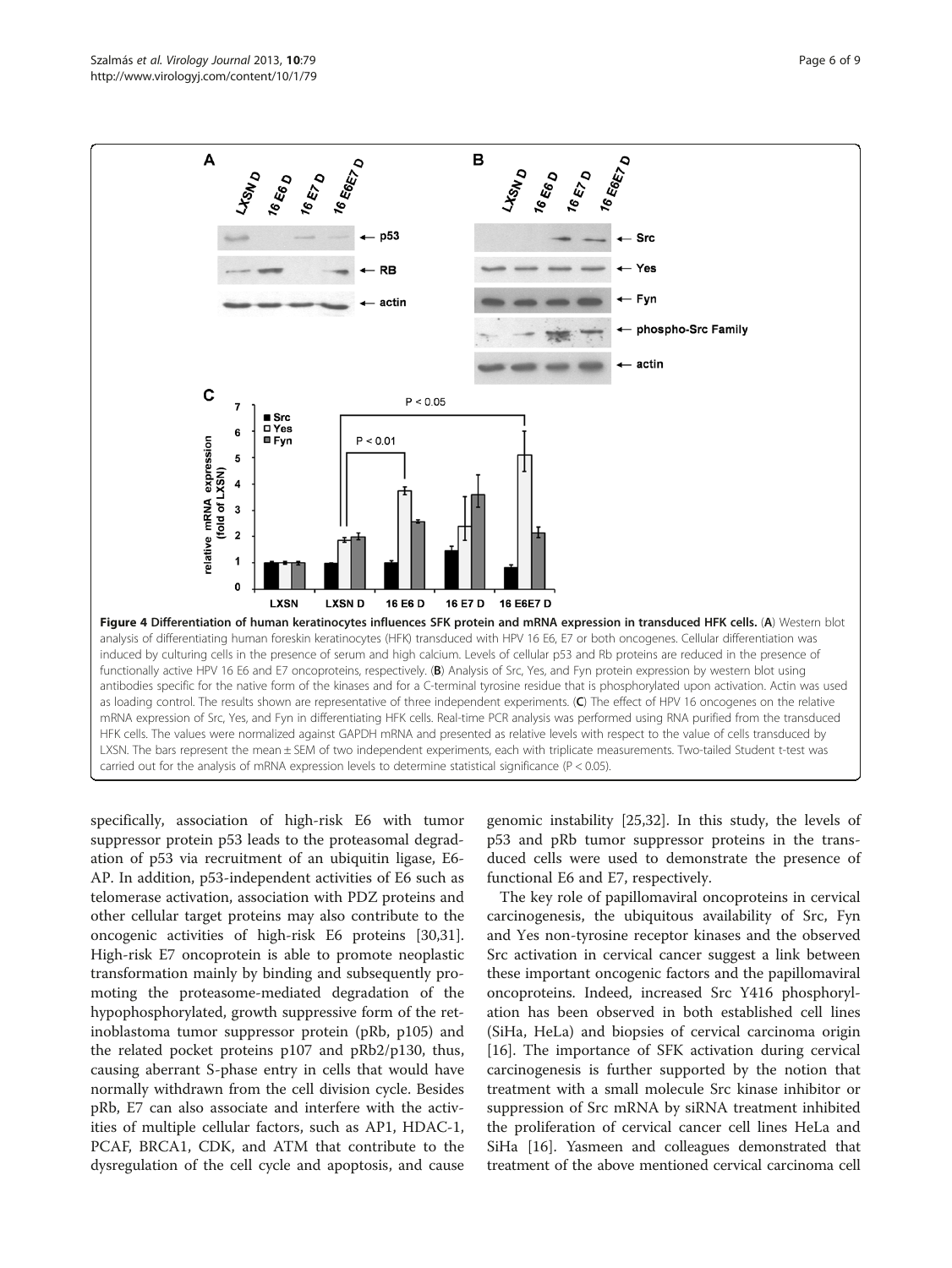**Figure 4 Differentiation of human keratinocytes influences SFK protein and mRNA expression in transduced HFK cells.** (**A**) Western blot analysis of differentiating human foreskin keratinocytes (HFK) transduced with HPV 16 E6, E7 or both oncogenes. Cellular differentiation was induced by culturing cells in the presence of serum and high calcium. Levels of cellular p53 and Rb proteins are reduced in the presence of functionally active HPV 16 E6 and E7 oncoproteins, respectively. (**B**) Analysis of Src, Yes, and Fyn protein expression by western blot using antibodies specific for the native form of the kinases and for a C-terminal tyrosine residue that is phosphorylated upon activation. Actin was used as loading control. The results shown are representative of three independent experiments. (**C**) The effect of HPV 16 oncogenes on the relative mRNA expression of Src, Yes, and Fyn in differentiating HFK cells. Real-time PCR analysis was performed using RNA purified from the transduced HFK cells. The values were normalized against GAPDH mRNA and presented as relative levels with respect to the value of cells transduced by LXSN. The bars represent the mean ± SEM of two independent experiments, each with triplicate measurements. Two-tailed Student t-test was carried out for the analysis of mRNA expression levels to determine statistical significance ($P < 0.05$).

specifically, association of high-risk E6 with tumor suppressor protein p53 leads to the proteasomal degradation of p53 via recruitment of an ubiquitin ligase, E6-AP. In addition, p53-independent activities of E6 such as telomerase activation, association with PDZ proteins and other cellular target proteins may also contribute to the oncogenic activities of high-risk E6 proteins [30,31]. High-risk E7 oncoprotein is able to promote neoplastic transformation mainly by binding and subsequently promoting the proteasome-mediated degradation of the hypophosphorylated, growth suppressive form of the retinoblastoma tumor suppressor protein (pRb, p105) and the related pocket proteins p107 and pRb2/p130, thus, causing aberrant S-phase entry in cells that would have normally withdrawn from the cell division cycle. Besides pRb, E7 can also associate and interfere with the activities of multiple cellular factors, such as AP1, HDAC-1, PCAF, BRCA1, CDK, and ATM that contribute to the dysregulation of the cell cycle and apoptosis, and cause genomic instability [25,32]. In this study, the levels of p53 and pRb tumor suppressor proteins in the transduced cells were used to demonstrate the presence of functional E6 and E7, respectively.

The key role of papillomaviral oncoproteins in cervical carcinogenesis, the ubiquitous availability of Src, Fyn and Yes non-tyrosine receptor kinases and the observed Src activation in cervical cancer suggest a link between these important oncogenic factors and the papillomaviral oncoproteins. Indeed, increased Src Y416 phosphorylation has been observed in both established cell lines (SiHa, HeLa) and biopsies of cervical carcinoma origin [16]. The importance of SFK activation during cervical carcinogenesis is further supported by the notion that treatment with a small molecule Src kinase inhibitor or suppression of Src mRNA by siRNA treatment inhibited the proliferation of cervical cancer cell lines HeLa and SiHa [16]. Yasmeen and colleagues demonstrated that treatment of the above mentioned cervical carcinoma cell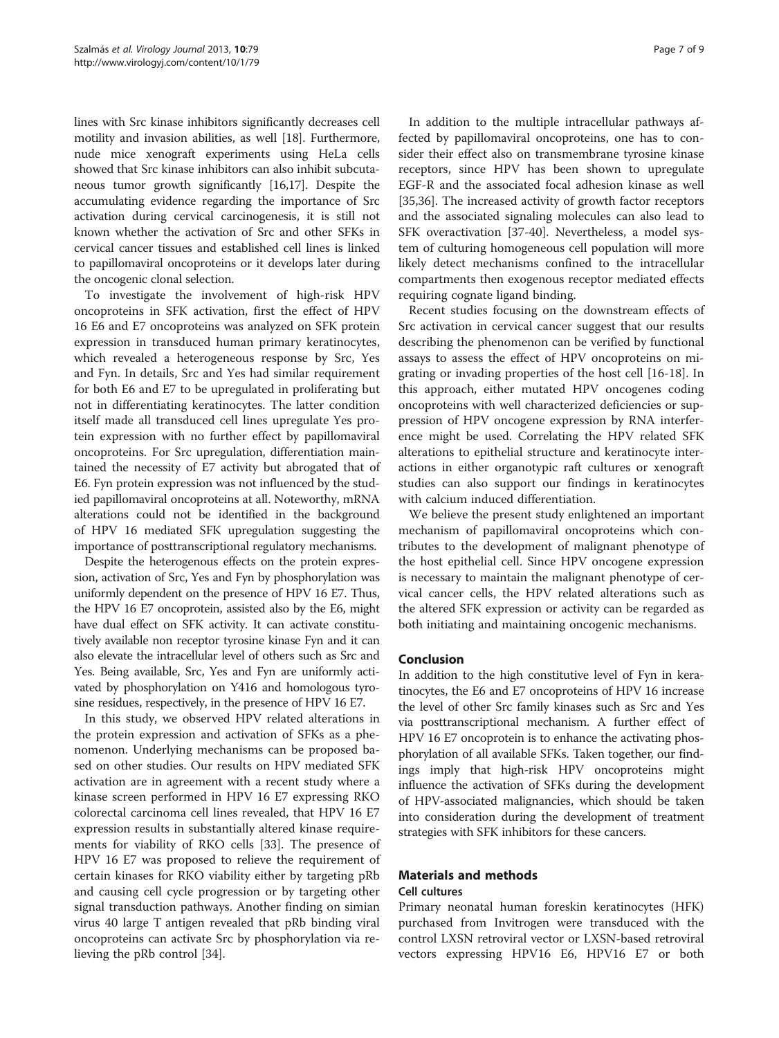lines with Src kinase inhibitors significantly decreases cell motility and invasion abilities, as well [18]. Furthermore, nude mice xenograft experiments using HeLa cells showed that Src kinase inhibitors can also inhibit subcutaneous tumor growth significantly [16,17]. Despite the accumulating evidence regarding the importance of Src activation during cervical carcinogenesis, it is still not known whether the activation of Src and other SFKs in cervical cancer tissues and established cell lines is linked to papillomaviral oncoproteins or it develops later during the oncogenic clonal selection.

To investigate the involvement of high-risk HPV oncoproteins in SFK activation, first the effect of HPV 16 E6 and E7 oncoproteins was analyzed on SFK protein expression in transduced human primary keratinocytes, which revealed a heterogeneous response by Src, Yes and Fyn. In details, Src and Yes had similar requirement for both E6 and E7 to be upregulated in proliferating but not in differentiating keratinocytes. The latter condition itself made all transduced cell lines upregulate Yes protein expression with no further effect by papillomaviral oncoproteins. For Src upregulation, differentiation maintained the necessity of E7 activity but abrogated that of E6. Fyn protein expression was not influenced by the studied papillomaviral oncoproteins at all. Noteworthy, mRNA alterations could not be identified in the background of HPV 16 mediated SFK upregulation suggesting the importance of posttranscriptional regulatory mechanisms.

Despite the heterogenous effects on the protein expression, activation of Src, Yes and Fyn by phosphorylation was uniformly dependent on the presence of HPV 16 E7. Thus, the HPV 16 E7 oncoprotein, assisted also by the E6, might have dual effect on SFK activity. It can activate constitutively available non receptor tyrosine kinase Fyn and it can also elevate the intracellular level of others such as Src and Yes. Being available, Src, Yes and Fyn are uniformly activated by phosphorylation on Y416 and homologous tyrosine residues, respectively, in the presence of HPV 16 E7.

In this study, we observed HPV related alterations in the protein expression and activation of SFKs as a phenomenon. Underlying mechanisms can be proposed based on other studies. Our results on HPV mediated SFK activation are in agreement with a recent study where a kinase screen performed in HPV 16 E7 expressing RKO colorectal carcinoma cell lines revealed, that HPV 16 E7 expression results in substantially altered kinase requirements for viability of RKO cells [33]. The presence of HPV 16 E7 was proposed to relieve the requirement of certain kinases for RKO viability either by targeting pRb and causing cell cycle progression or by targeting other signal transduction pathways. Another finding on simian virus 40 large T antigen revealed that pRb binding viral oncoproteins can activate Src by phosphorylation via relieving the pRb control [34].

In addition to the multiple intracellular pathways affected by papillomaviral oncoproteins, one has to consider their effect also on transmembrane tyrosine kinase receptors, since HPV has been shown to upregulate EGF-R and the associated focal adhesion kinase as well [35,36]. The increased activity of growth factor receptors and the associated signaling molecules can also lead to SFK overactivation [37-40]. Nevertheless, a model system of culturing homogeneous cell population will more likely detect mechanisms confined to the intracellular compartments then exogenous receptor mediated effects requiring cognate ligand binding.

Recent studies focusing on the downstream effects of Src activation in cervical cancer suggest that our results describing the phenomenon can be verified by functional assays to assess the effect of HPV oncoproteins on migrating or invading properties of the host cell [16-18]. In this approach, either mutated HPV oncogenes coding oncoproteins with well characterized deficiencies or suppression of HPV oncogene expression by RNA interference might be used. Correlating the HPV related SFK alterations to epithelial structure and keratinocyte interactions in either organotypic raft cultures or xenograft studies can also support our findings in keratinocytes with calcium induced differentiation.

We believe the present study enlightened an important mechanism of papillomaviral oncoproteins which contributes to the development of malignant phenotype of the host epithelial cell. Since HPV oncogene expression is necessary to maintain the malignant phenotype of cervical cancer cells, the HPV related alterations such as the altered SFK expression or activity can be regarded as both initiating and maintaining oncogenic mechanisms.

## Conclusion

In addition to the high constitutive level of Fyn in keratinocytes, the E6 and E7 oncoproteins of HPV 16 increase the level of other Src family kinases such as Src and Yes via posttranscriptional mechanism. A further effect of HPV 16 E7 oncoprotein is to enhance the activating phosphorylation of all available SFKs. Taken together, our findings imply that high-risk HPV oncoproteins might influence the activation of SFKs during the development of HPV-associated malignancies, which should be taken into consideration during the development of treatment strategies with SFK inhibitors for these cancers.

## Materials and methods

### Cell cultures

Primary neonatal human foreskin keratinocytes (HFK) purchased from Invitrogen were transduced with the control LXSN retroviral vector or LXSN-based retroviral vectors expressing HPV16 E6, HPV16 E7 or both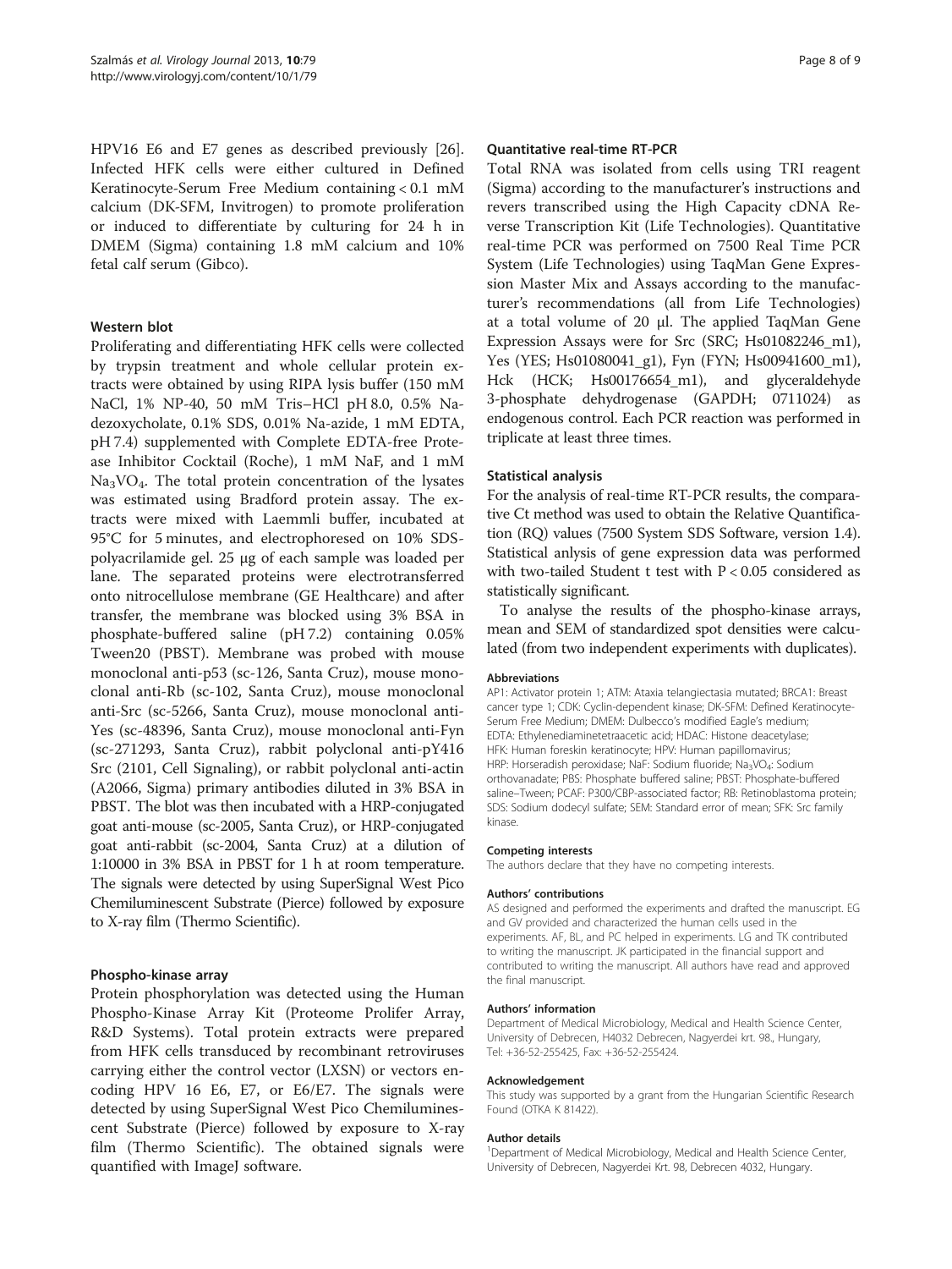HPV16 E6 and E7 genes as described previously [26]. Infected HFK cells were either cultured in Defined Keratinocyte-Serum Free Medium containing < 0.1 mM calcium (DK-SFM, Invitrogen) to promote proliferation or induced to differentiate by culturing for 24 h in DMEM (Sigma) containing 1.8 mM calcium and 10% fetal calf serum (Gibco).

### Western blot

Proliferating and differentiating HFK cells were collected by trypsin treatment and whole cellular protein extracts were obtained by using RIPA lysis buffer (150 mM NaCl, 1% NP-40, 50 mM Tris–HCl pH 8.0, 0.5% Na-dezoxycholate, 0.1% SDS, 0.01% Na-azide, 1 mM EDTA, pH 7.4) supplemented with Complete EDTA-free Protease Inhibitor Cocktail (Roche), 1 mM NaF, and 1 mM $Na_3VO_4$. The total protein concentration of the lysates was estimated using Bradford protein assay. The extracts were mixed with Laemmli buffer, incubated at 95°C for 5 minutes, and electrophoresed on 10% SDS-polyacrilamide gel. 25 μg of each sample was loaded per lane. The separated proteins were electrotransferred onto nitrocellulose membrane (GE Healthcare) and after transfer, the membrane was blocked using 3% BSA in phosphate-buffered saline (pH 7.2) containing 0.05% Tween20 (PBST). Membrane was probed with mouse monoclonal anti-p53 (sc-126, Santa Cruz), mouse monoclonal anti-Rb (sc-102, Santa Cruz), mouse monoclonal anti-Src (sc-5266, Santa Cruz), mouse monoclonal anti-Yes (sc-48396, Santa Cruz), mouse monoclonal anti-Fyn (sc-271293, Santa Cruz), rabbit polyclonal anti-pY416 Src (2101, Cell Signaling), or rabbit polyclonal anti-actin (A2066, Sigma) primary antibodies diluted in 3% BSA in PBST. The blot was then incubated with a HRP-conjugated goat anti-mouse (sc-2005, Santa Cruz), or HRP-conjugated goat anti-rabbit (sc-2004, Santa Cruz) at a dilution of 1:10000 in 3% BSA in PBST for 1 h at room temperature. The signals were detected by using SuperSignal West Pico Chemiluminescent Substrate (Pierce) followed by exposure to X-ray film (Thermo Scientific).

### Phospho-kinase array

Protein phosphorylation was detected using the Human Phospho-Kinase Array Kit (Proteome Prolifer Array, R&D Systems). Total protein extracts were prepared from HFK cells transduced by recombinant retroviruses carrying either the control vector (LXSN) or vectors encoding HPV 16 E6, E7, or E6/E7. The signals were detected by using SuperSignal West Pico Chemiluminescent Substrate (Pierce) followed by exposure to X-ray film (Thermo Scientific). The obtained signals were quantified with ImageJ software.

### Quantitative real-time RT-PCR

Total RNA was isolated from cells using TRI reagent (Sigma) according to the manufacturer's instructions and revers transcribed using the High Capacity cDNA Reverse Transcription Kit (Life Technologies). Quantitative real-time PCR was performed on 7500 Real Time PCR System (Life Technologies) using TaqMan Gene Expression Master Mix and Assays according to the manufacturer's recommendations (all from Life Technologies) at a total volume of 20 μl. The applied TaqMan Gene Expression Assays were for Src (SRC; Hs01082246_m1), Yes (YES; Hs01080041_g1), Fyn (FYN; Hs00941600_m1), Hck (HCK; Hs00176654_m1), and glyceraldehyde 3-phosphate dehydrogenase (GAPDH; 0711024) as endogenous control. Each PCR reaction was performed in triplicate at least three times.

### Statistical analysis

For the analysis of real-time RT-PCR results, the comparative Ct method was used to obtain the Relative Quantification (RQ) values (7500 System SDS Software, version 1.4). Statistical anlysis of gene expression data was performed with two-tailed Student t test with $P < 0.05$ considered as statistically significant.

To analyse the results of the phospho-kinase arrays, mean and SEM of standardized spot densities were calculated (from two independent experiments with duplicates).

#### Abbreviations

AP1: Activator protein 1; ATM: Ataxia telangiectasia mutated; BRCA1: Breast cancer type 1; CDK: Cyclin-dependent kinase; DK-SFM: Defined Keratinocyte-Serum Free Medium; DMEM: Dulbecco's modified Eagle's medium; EDTA: Ethylenediaminetetraacetic acid; HDAC: Histone deacetylase; HFK: Human foreskin keratinocyte; HPV: Human papillomavirus; HRP: Horseradish peroxidase; NaF: Sodium fluoride; $Na_3VO_4$: Sodium orthovanadate; PBS: Phosphate buffered saline; PBST: Phosphate-buffered saline–Tween; PCAF: P300/CBP-associated factor; RB: Retinoblastoma protein; SDS: Sodium dodecyl sulfate; SEM: Standard error of mean; SFK: Src family kinase.

#### Competing interests

The authors declare that they have no competing interests.

#### Authors' contributions

AS designed and performed the experiments and drafted the manuscript. EG and GV provided and characterized the human cells used in the experiments. AF, BL, and PC helped in experiments. LG and TK contributed to writing the manuscript. JK participated in the financial support and contributed to writing the manuscript. All authors have read and approved the final manuscript.

#### Authors' information

Department of Medical Microbiology, Medical and Health Science Center, University of Debrecen, H4032 Debrecen, Nagyerdei krt. 98., Hungary, Tel: +36-52-255425, Fax: +36-52-255424.

#### Acknowledgement

This study was supported by a grant from the Hungarian Scientific Research Found (OTKA K 81422).

#### Author details

[1]Department of Medical Microbiology, Medical and Health Science Center, University of Debrecen, Nagyerdei Krt. 98, Debrecen 4032, Hungary.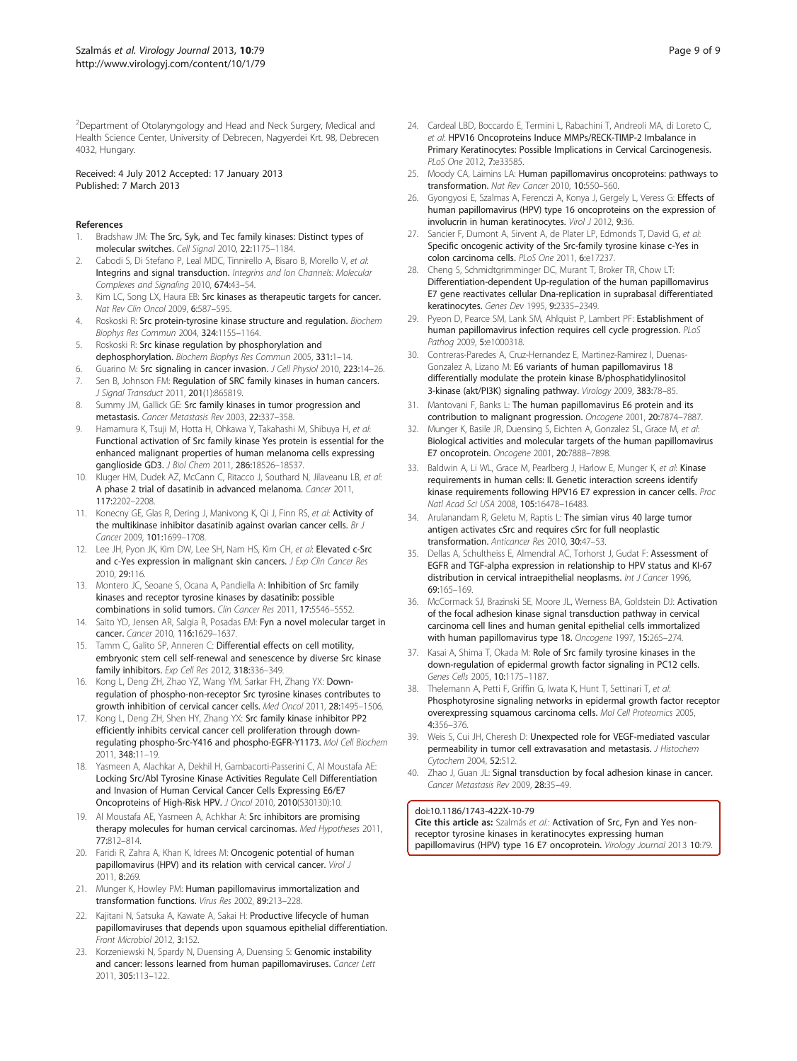[2]Department of Otolaryngology and Head and Neck Surgery, Medical and Health Science Center, University of Debrecen, Nagyerdei Krt. 98, Debrecen 4032, Hungary.

Received: 4 July 2012 Accepted: 17 January 2013
Published: 7 March 2013

## References

1. Bradshaw JM: **The Src, Syk, and Tec family kinases: Distinct types of molecular switches.** *Cell Signal* 2010, **22:**1175–1184.
2. Cabodi S, Di Stefano P, Leal MDC, Tinnirello A, Bisaro B, Morello V, *et al*: **Integrins and signal transduction.** *Integrins and Ion Channels: Molecular Complexes and Signaling* 2010, **674:**43–54.
3. Kim LC, Song LX, Haura EB: **Src kinases as therapeutic targets for cancer.** *Nat Rev Clin Oncol* 2009, **6:**587–595.
4. Roskoski R: **Src protein-tyrosine kinase structure and regulation.** *Biochem Biophys Res Commun* 2004, **324:**1155–1164.
5. Roskoski R: **Src kinase regulation by phosphorylation and dephosphorylation.** *Biochem Biophys Res Commun* 2005, **331:**1–14.
6. Guarino M: **Src signaling in cancer invasion.** *J Cell Physiol* 2010, **223:**14–26.
7. Sen B, Johnson FM: **Regulation of SRC family kinases in human cancers.** *J Signal Transduct* 2011, **201**(1):865819.
8. Summy JM, Gallick GE: **Src family kinases in tumor progression and metastasis.** *Cancer Metastasis Rev* 2003, **22:**337–358.
9. Hamamura K, Tsuji M, Hotta H, Ohkawa Y, Takahashi M, Shibuya H, *et al*: **Functional activation of Src family kinase Yes protein is essential for the enhanced malignant properties of human melanoma cells expressing ganglioside GD3.** *J Biol Chem* 2011, **286:**18526–18537.
10. Kluger HM, Dudek AZ, McCann C, Ritacco J, Southard N, Jilaveanu LB, *et al*: **A phase 2 trial of dasatinib in advanced melanoma.** *Cancer* 2011, **117:**2202–2208.
11. Konecny GE, Glas R, Dering J, Manivong K, Qi J, Finn RS, *et al*: **Activity of the multikinase inhibitor dasatinib against ovarian cancer cells.** *Br J Cancer* 2009, **101:**1699–1708.
12. Lee JH, Pyon JK, Kim DW, Lee SH, Nam HS, Kim CH, *et al*: **Elevated c-Src and c-Yes expression in malignant skin cancers.** *J Exp Clin Cancer Res* 2010, **29:**116.
13. Montero JC, Seoane S, Ocana A, Pandiella A: **Inhibition of Src family kinases and receptor tyrosine kinases by dasatinib: possible combinations in solid tumors.** *Clin Cancer Res* 2011, **17:**5546–5552.
14. Saito YD, Jensen AR, Salgia R, Posadas EM: **Fyn a novel molecular target in cancer.** *Cancer* 2010, **116:**1629–1637.
15. Tamm C, Galito SP, Anneren C: **Differential effects on cell motility, embryonic stem cell self-renewal and senescence by diverse Src kinase family inhibitors.** *Exp Cell Res* 2012, **318:**336–349.
16. Kong L, Deng ZH, Zhao YZ, Wang YM, Sarkar FH, Zhang YX: **Down-regulation of phospho-non-receptor Src tyrosine kinases contributes to growth inhibition of cervical cancer cells.** *Med Oncol* 2011, **28:**1495–1506.
17. Kong L, Deng ZH, Shen HY, Zhang YX: **Src family kinase inhibitor PP2 efficiently inhibits cervical cancer cell proliferation through down-regulating phospho-Src-Y416 and phospho-EGFR-Y1173.** *Mol Cell Biochem* 2011, **348:**11–19.
18. Yasmeen A, Alachkar A, Dekhil H, Gambacorti-Passerini C, Al Moustafa AE: **Locking Src/Abl Tyrosine Kinase Activities Regulate Cell Differentiation and Invasion of Human Cervical Cancer Cells Expressing E6/E7 Oncoproteins of High-Risk HPV.** *J Oncol* 2010, **2010**(530130):10.
19. Al Moustafa AE, Yasmeen A, Achkhar A: **Src inhibitors are promising therapy molecules for human cervical carcinomas.** *Med Hypotheses* 2011, **77:**812–814.
20. Faridi R, Zahra A, Khan K, Idrees M: **Oncogenic potential of human papillomavirus (HPV) and its relation with cervical cancer.** *Virol J* 2011, **8:**269.
21. Munger K, Howley PM: **Human papillomavirus immortalization and transformation functions.** *Virus Res* 2002, **89:**213–228.
22. Kajitani N, Satsuka A, Kawate A, Sakai H: **Productive lifecycle of human papillomaviruses that depends upon squamous epithelial differentiation.** *Front Microbiol* 2012, **3:**152.
23. Korzeniewski N, Spardy N, Duensing A, Duensing S: **Genomic instability and cancer: lessons learned from human papillomaviruses.** *Cancer Lett* 2011, **305:**113–122.
24. Cardeal LBD, Boccardo E, Termini L, Rabachini T, Andreoli MA, di Loreto C, *et al*: **HPV16 Oncoproteins Induce MMPs/RECK-TIMP-2 Imbalance in Primary Keratinocytes: Possible Implications in Cervical Carcinogenesis.** *PLoS One* 2012, **7:**e33585.
25. Moody CA, Laimins LA: **Human papillomavirus oncoproteins: pathways to transformation.** *Nat Rev Cancer* 2010, **10:**550–560.
26. Gyongyosi E, Szalmas A, Ferenczi A, Konya J, Gergely L, Veress G: **Effects of human papillomavirus (HPV) type 16 oncoproteins on the expression of involucrin in human keratinocytes.** *Virol J* 2012, **9:**36.
27. Sancier F, Dumont A, Sirvent A, de Plater LP, Edmonds T, David G, *et al*: **Specific oncogenic activity of the Src-family tyrosine kinase c-Yes in colon carcinoma cells.** *PLoS One* 2011, **6:**e17237.
28. Cheng S, Schmidtgrimminger DC, Murant T, Broker TR, Chow LT: **Differentiation-dependent Up-regulation of the human papillomavirus E7 gene reactivates cellular Dna-replication in suprabasal differentiated keratinocytes.** *Genes Dev* 1995, **9:**2335–2349.
29. Pyeon D, Pearce SM, Lank SM, Ahlquist P, Lambert PF: **Establishment of human papillomavirus infection requires cell cycle progression.** *PLoS Pathog* 2009, **5:**e1000318.
30. Contreras-Paredes A, Cruz-Hernandez E, Martinez-Ramirez I, Duenas-Gonzalez A, Lizano M: **E6 variants of human papillomavirus 18 differentially modulate the protein kinase B/phosphatidylinositol 3-kinase (akt/PI3K) signaling pathway.** *Virology* 2009, **383:**78–85.
31. Mantovani F, Banks L: **The human papillomavirus E6 protein and its contribution to malignant progression.** *Oncogene* 2001, **20:**7874–7887.
32. Munger K, Basile JR, Duensing S, Eichten A, Gonzalez SL, Grace M, *et al*: **Biological activities and molecular targets of the human papillomavirus E7 oncoprotein.** *Oncogene* 2001, **20:**7888–7898.
33. Baldwin A, Li WL, Grace M, Pearlberg J, Harlow E, Munger K, *et al*: **Kinase requirements in human cells: II. Genetic interaction screens identify kinase requirements following HPV16 E7 expression in cancer cells.** *Proc Natl Acad Sci USA* 2008, **105:**16478–16483.
34. Arulanandam R, Geletu M, Raptis L: **The simian virus 40 large tumor antigen activates cSrc and requires cSrc for full neoplastic transformation.** *Anticancer Res* 2010, **30:**47–53.
35. Dellas A, Schultheiss E, Almendral AC, Torhorst J, Gudat F: **Assessment of EGFR and TGF-alpha expression in relationship to HPV status and KI-67 distribution in cervical intraepithelial neoplasms.** *Int J Cancer* 1996, **69:**165–169.
36. McCormack SJ, Brazinski SE, Moore JL, Werness BA, Goldstein DJ: **Activation of the focal adhesion kinase signal transduction pathway in cervical carcinoma cell lines and human genital epithelial cells immortalized with human papillomavirus type 18.** *Oncogene* 1997, **15:**265–274.
37. Kasai A, Shima T, Okada M: **Role of Src family tyrosine kinases in the down-regulation of epidermal growth factor signaling in PC12 cells.** *Genes Cells* 2005, **10:**1175–1187.
38. Thelemann A, Petti F, Griffin G, Iwata K, Hunt T, Settinari T, *et al*: **Phosphotyrosine signaling networks in epidermal growth factor receptor overexpressing squamous carcinoma cells.** *Mol Cell Proteomics* 2005, **4:**356–376.
39. Weis S, Cui JH, Cheresh D: **Unexpected role for VEGF-mediated vascular permeability in tumor cell extravasation and metastasis.** *J Histochem Cytochem* 2004, **52:**S12.
40. Zhao J, Guan JL: **Signal transduction by focal adhesion kinase in cancer.** *Cancer Metastasis Rev* 2009, **28:**35–49.

doi:10.1186/1743-422X-10-79
**Cite this article as:** Szalmás *et al.*: Activation of Src, Fyn and Yes non-receptor tyrosine kinases in keratinocytes expressing human papillomavirus (HPV) type 16 E7 oncoprotein. *Virology Journal* 2013 **10**:79.